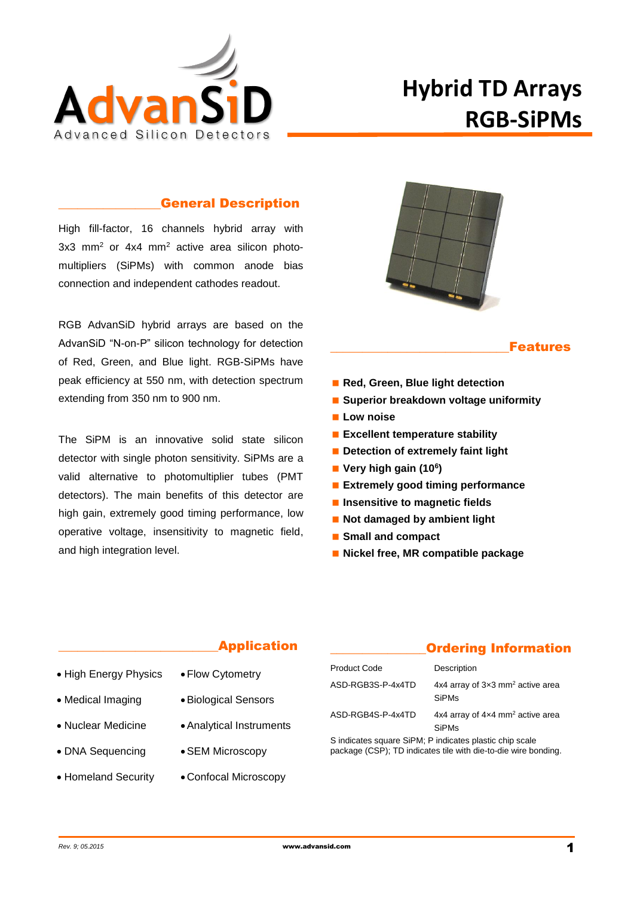AdvanSiD

Advanced Silicon Detectors

# Hybrid TD Arrays RGB-SiPMs

## General Description

High fill-factor, 16 channels hybrid array with 3x3 $mm^2$ or 4x4 $mm^2$ active area silicon photo-multipliers (SiPMs) with common anode bias connection and independent cathodes readout.

RGB AdvanSiD hybrid arrays are based on the AdvanSiD "N-on-P" silicon technology for detection of Red, Green, and Blue light. RGB-SiPMs have peak efficiency at 550 nm, with detection spectrum extending from 350 nm to 900 nm.

The SiPM is an innovative solid state silicon detector with single photon sensitivity. SiPMs are a valid alternative to photomultiplier tubes (PMT detectors). The main benefits of this detector are high gain, extremely good timing performance, low operative voltage, insensitivity to magnetic field, and high integration level.

## Features

- **Red, Green, Blue light detection**
- **Superior breakdown voltage uniformity**
- **Low noise**
- **Excellent temperature stability**
- **Detection of extremely faint light**
- **Very high gain ($10^6$)**
- **Extremely good timing performance**
- **Insensitive to magnetic fields**
- **Not damaged by ambient light**
- **Small and compact**
- **Nickel free, MR compatible package**

## Application

- High Energy Physics
- Medical Imaging
- Nuclear Medicine
- DNA Sequencing
- Homeland Security
- Flow Cytometry
- Biological Sensors
- Analytical Instruments
- SEM Microscopy
- Confocal Microscopy

## Ordering Information

| Product Code | Description |
|---|---|
| ASD-RGB3S-P-4x4TD | 4x4 array of 3×3 $mm^2$ active area SiPMs |
| ASD-RGB4S-P-4x4TD | 4x4 array of 4×4 $mm^2$ active area SiPMs |

S indicates square SiPM; P indicates plastic chip scale package (CSP); TD indicates tile with die-to-die wire bonding.

*Rev. 9; 05.2015* **www.advansid.com**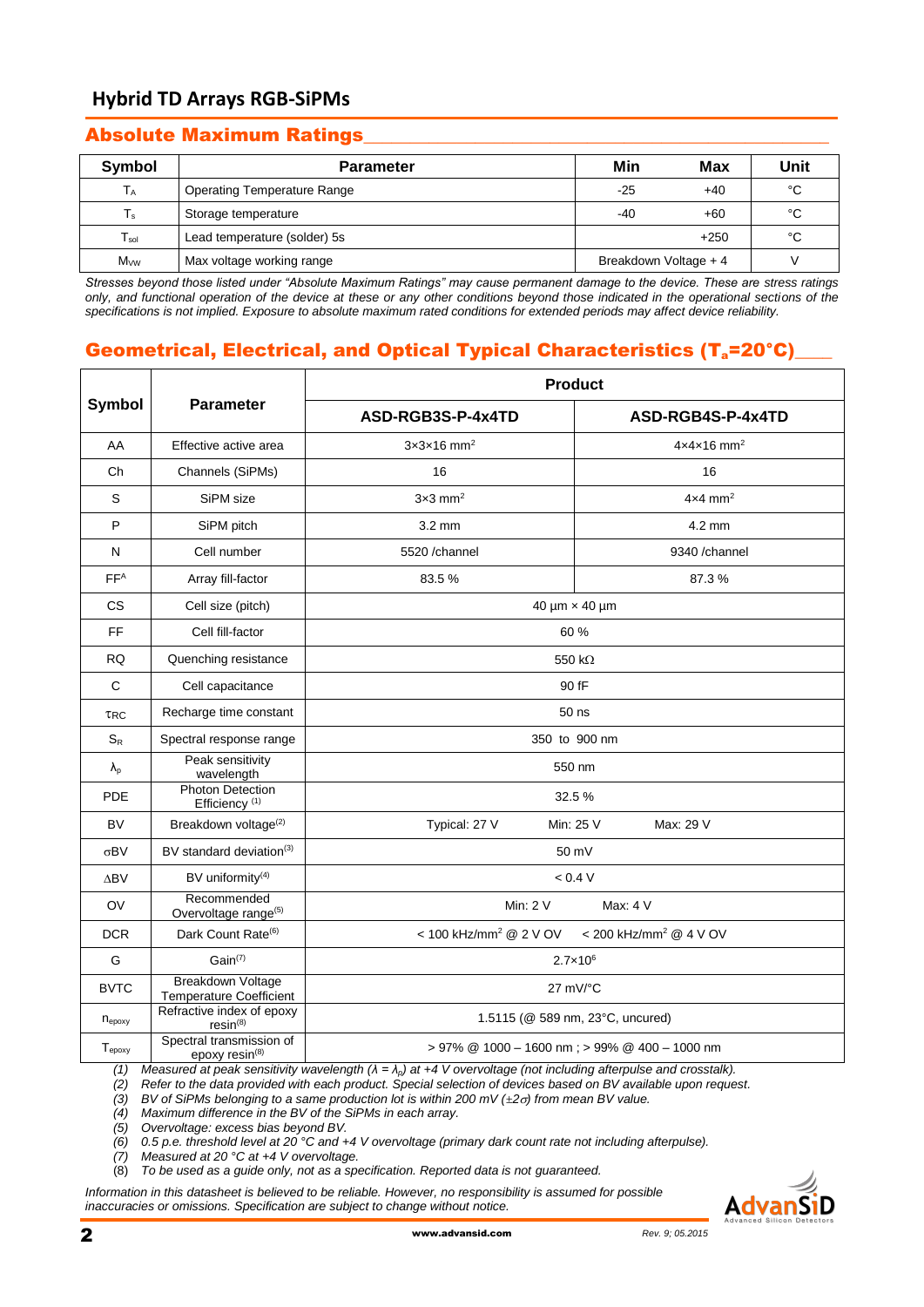## Absolute Maximum Ratings

| Symbol | Parameter | Min | Max | Unit |
|---|---|---|---|---|
| $T_A$ | Operating Temperature Range | -25 | +40 | °C |
| $T_s$ | Storage temperature | -40 | +60 | °C |
| $T_{sol}$ | Lead temperature (solder) 5s | | +250 | °C |
| $M_{VW}$ | Max voltage working range | Breakdown Voltage + 4 | | V |

*Stresses beyond those listed under "Absolute Maximum Ratings" may cause permanent damage to the device. These are stress ratings only, and functional operation of the device at these or any other conditions beyond those indicated in the operational sections of the specifications is not implied. Exposure to absolute maximum rated conditions for extended periods may affect device reliability.*

## Geometrical, Electrical, and Optical Typical Characteristics ($T_a$=20°C)

| Symbol | Parameter | Product | |
|---|---|---|---|
| | | ASD-RGB3S-P-4x4TD | ASD-RGB4S-P-4x4TD |
| AA | Effective active area | 3×3×16 mm² | 4×4×16 mm² |
| Ch | Channels (SiPMs) | 16 | 16 |
| S | SiPM size | 3×3 mm² | 4×4 mm² |
| P | SiPM pitch | 3.2 mm | 4.2 mm |
| N | Cell number | 5520 /channel | 9340 /channel |
| $FF^A$ | Array fill-factor | 83.5 % | 87.3 % |
| CS | Cell size (pitch) | 40 µm × 40 µm | |
| FF | Cell fill-factor | 60 % | |
| RQ | Quenching resistance | 550 kΩ | |
| C | Cell capacitance | 90 fF | |
| $\tau_{RC}$ | Recharge time constant | 50 ns | |
| $S_R$ | Spectral response range | 350 to 900 nm | |
| $\lambda_p$ | Peak sensitivity wavelength | 550 nm | |
| PDE | Photon Detection Efficiency (1) | 32.5 % | |
| BV | Breakdown voltage(2) | Typical: 27 V Min: 25 V Max: 29 V | |
| $\sigma$BV | BV standard deviation(3) | 50 mV | |
| $\Delta$BV | BV uniformity(4) | < 0.4 V | |
| OV | Recommended Overvoltage range(5) | Min: 2 V Max: 4 V | |
| DCR | Dark Count Rate(6) | < 100 kHz/mm² @ 2 V OV < 200 kHz/mm² @ 4 V OV | |
| G | Gain(7) | $2.7\times10^6$ | |
| BVTC | Breakdown Voltage Temperature Coefficient | 27 mV/°C | |
| $n_{epoxy}$ | Refractive index of epoxy resin(8) | 1.5115 (@ 589 nm, 23°C, uncured) | |
| $T_{epoxy}$ | Spectral transmission of epoxy resin(8) | > 97% @ 1000 – 1600 nm ; > 99% @ 400 – 1000 nm | |

(1) *Measured at peak sensitivity wavelength ($\lambda = \lambda_p$) at +4 V overvoltage (not including afterpulse and crosstalk).*
(2) *Refer to the data provided with each product. Special selection of devices based on BV available upon request.*
(3) *BV of SiPMs belonging to a same production lot is within 200 mV ($\pm2\sigma$) from mean BV value.*
(4) *Maximum difference in the BV of the SiPMs in each array.*
(5) *Overvoltage: excess bias beyond BV.*
(6) *0.5 p.e. threshold level at 20 °C and +4 V overvoltage (primary dark count rate not including afterpulse).*
(7) *Measured at 20 °C at +4 V overvoltage.*
(8) *To be used as a guide only, not as a specification. Reported data is not guaranteed.*

*Information in this datasheet is believed to be reliable. However, no responsibility is assumed for possible inaccuracies or omissions. Specification are subject to change without notice.*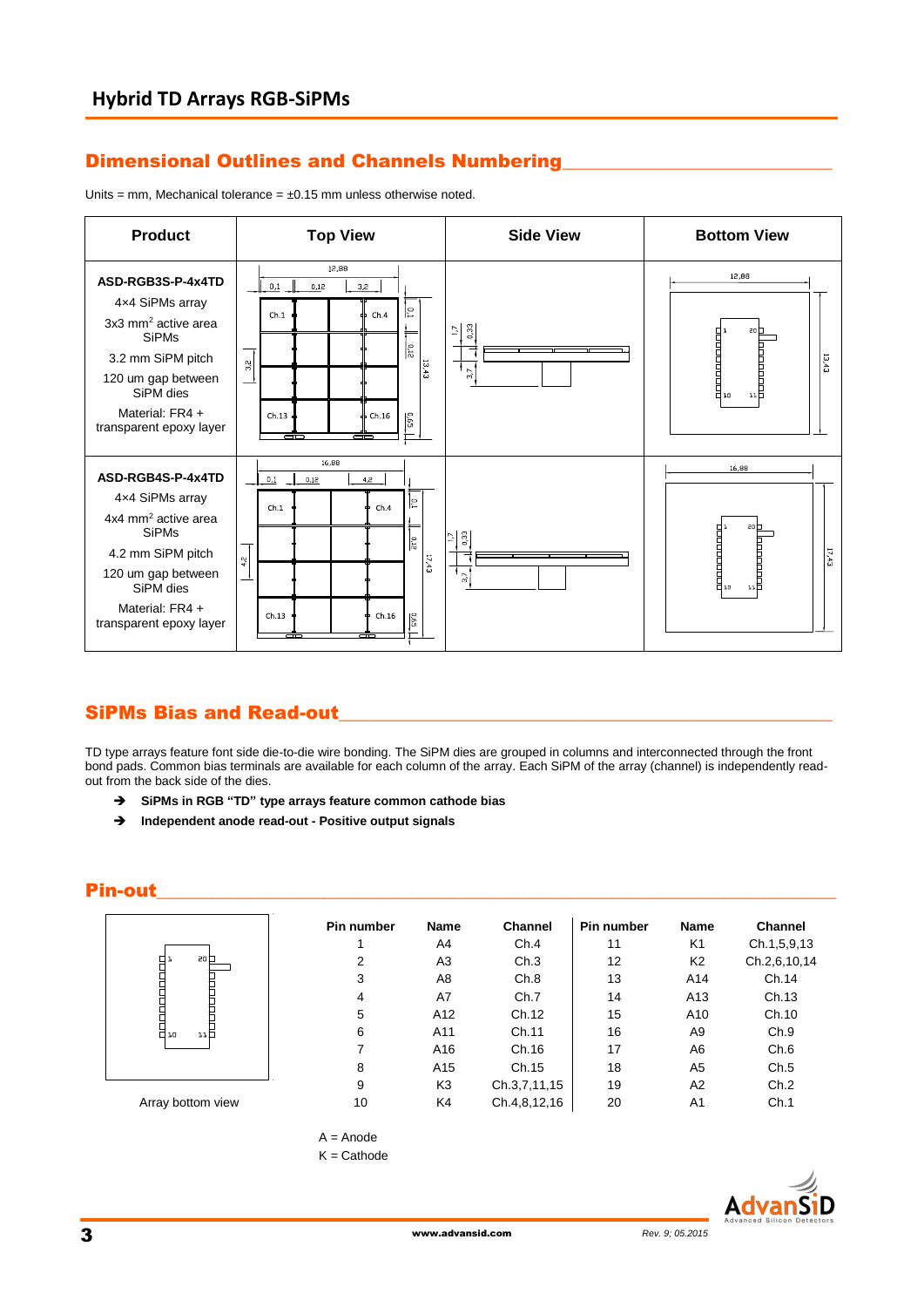## Hybrid TD Arrays RGB-SiPMs

### Dimensional Outlines and Channels Numbering

Units = mm, Mechanical tolerance = ±0.15 mm unless otherwise noted.

| Product | Top View | Side View | Bottom View |
|---|---|---|---|
| **ASD-RGB3S-P-4x4TD**<br>4×4 SiPMs array<br>3x3 mm² active area SiPMs<br>3.2 mm SiPM pitch<br>120 um gap between SiPM dies<br>Material: FR4 + transparent epoxy layer | | | |
| **ASD-RGB4S-P-4x4TD**<br>4×4 SiPMs array<br>4x4 mm² active area SiPMs<br>4.2 mm SiPM pitch<br>120 um gap between SiPM dies<br>Material: FR4 + transparent epoxy layer | | | |

### SiPMs Bias and Read-out

TD type arrays feature font side die-to-die wire bonding. The SiPM dies are grouped in columns and interconnected through the front bond pads. Common bias terminals are available for each column of the array. Each SiPM of the array (channel) is independently read-out from the back side of the dies.

- **SiPMs in RGB "TD" type arrays feature common cathode bias**
- **Independent anode read-out - Positive output signals**

### Pin-out

Array bottom view

| Pin number | Name | Channel | Pin number | Name | Channel |
|---|---|---|---|---|---|
| 1 | A4 | Ch.4 | 11 | K1 | Ch.1,5,9,13 |
| 2 | A3 | Ch.3 | 12 | K2 | Ch.2,6,10,14 |
| 3 | A8 | Ch.8 | 13 | A14 | Ch.14 |
| 4 | A7 | Ch.7 | 14 | A13 | Ch.13 |
| 5 | A12 | Ch.12 | 15 | A10 | Ch.10 |
| 6 | A11 | Ch.11 | 16 | A9 | Ch.9 |
| 7 | A16 | Ch.16 | 17 | A6 | Ch.6 |
| 8 | A15 | Ch.15 | 18 | A5 | Ch.5 |
| 9 | K3 | Ch.3,7,11,15 | 19 | A2 | Ch.2 |
| 10 | K4 | Ch.4,8,12,16 | 20 | A1 | Ch.1 |

A = Anode
K = Cathode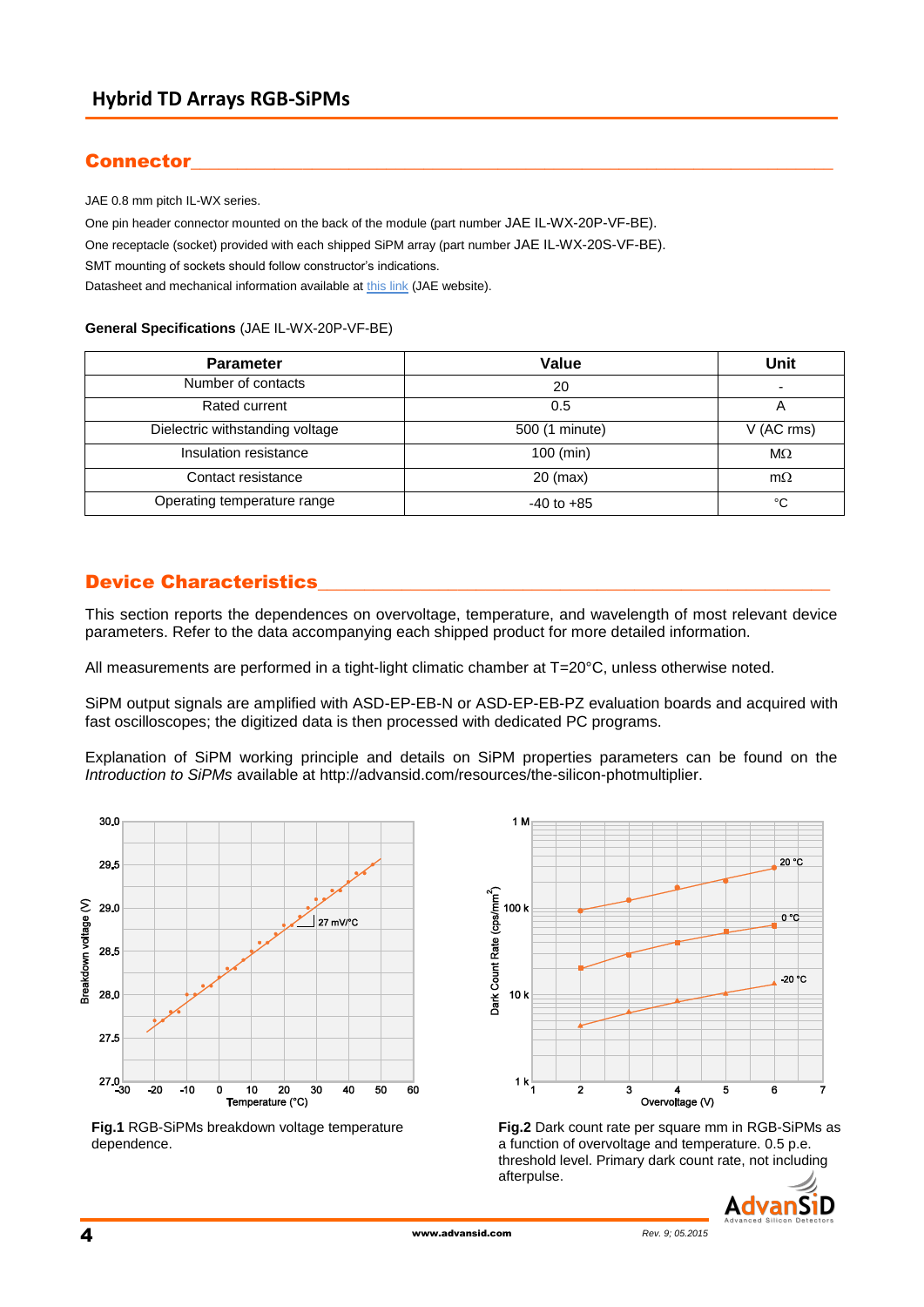## Connector

JAE 0.8 mm pitch IL-WX series.

One pin header connector mounted on the back of the module (part number JAE IL-WX-20P-VF-BE).

One receptacle (socket) provided with each shipped SiPM array (part number JAE IL-WX-20S-VF-BE).

SMT mounting of sockets should follow constructor's indications.

Datasheet and mechanical information available at this link (JAE website).

**General Specifications** (JAE IL-WX-20P-VF-BE)

| Parameter | Value | Unit |
|---|---|---|
| Number of contacts | 20 | - |
| Rated current | 0.5 | A |
| Dielectric withstanding voltage | 500 (1 minute) | V (AC rms) |
| Insulation resistance | 100 (min) | MΩ |
| Contact resistance | 20 (max) | mΩ |
| Operating temperature range | -40 to +85 | °C |

## Device Characteristics

This section reports the dependences on overvoltage, temperature, and wavelength of most relevant device parameters. Refer to the data accompanying each shipped product for more detailed information.

All measurements are performed in a tight-light climatic chamber at T=20°C, unless otherwise noted.

SiPM output signals are amplified with ASD-EP-EB-N or ASD-EP-EB-PZ evaluation boards and acquired with fast oscilloscopes; the digitized data is then processed with dedicated PC programs.

Explanation of SiPM working principle and details on SiPM properties parameters can be found on the *Introduction to SiPMs* available at http://advansid.com/resources/the-silicon-photmultiplier.

**Fig.1** RGB-SiPMs breakdown voltage temperature dependence.

**Fig.2** Dark count rate per square mm in RGB-SiPMs as a function of overvoltage and temperature. 0.5 p.e. threshold level. Primary dark count rate, not including afterpulse.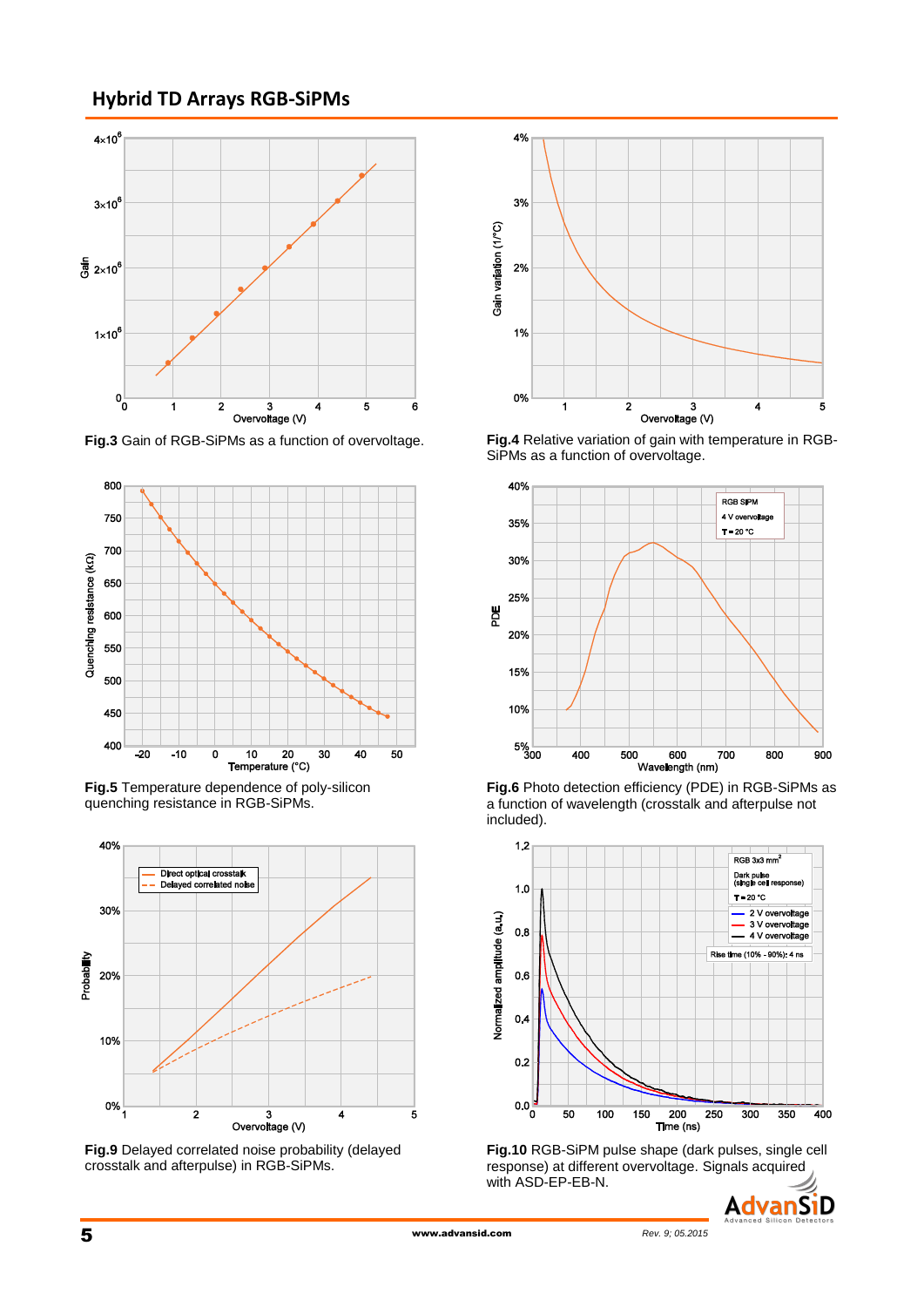## Hybrid TD Arrays RGB-SiPMs

Gain

$4\times10^6$

$3\times10^6$

$2\times10^6$

$1\times10^6$

0

0 1 2 3 4 5 6

Overvoltage (V)

**Fig.3** Gain of RGB-SiPMs as a function of overvoltage.

Gain variation (1/°C)

4%

3%

2%

1%

0%

1 2 3 4 5

Overvoltage (V)

**Fig.4** Relative variation of gain with temperature in RGB-SiPMs as a function of overvoltage.

Quenching resistance (kΩ)

800

750

700

650

600

550

500

450

400

-20 -10 0 10 20 30 40 50

Temperature (°C)

**Fig.5** Temperature dependence of poly-silicon quenching resistance in RGB-SiPMs.

PDE

40%

35%

30%

25%

20%

15%

10%

5%

300 400 500 600 700 800 900

Wavelength (nm)

RGB SiPM

4 V overvoltage

T = 20 °C

**Fig.6** Photo detection efficiency (PDE) in RGB-SiPMs as a function of wavelength (crosstalk and afterpulse not included).

Probability

40%

30%

20%

10%

0%

1 2 3 4 5

Overvoltage (V)

Direct optical crosstalk

Delayed correlated noise

**Fig.9** Delayed correlated noise probability (delayed crosstalk and afterpulse) in RGB-SiPMs.

Normalized amplitude (a.u.)

1.2

1.0

0.8

0.6

0.4

0.2

0.0

0 50 100 150 200 250 300 350 400

Time (ns)

RGB 3x3 mm$^2$

Dark pulse

(single cell response)

T = 20 °C

2 V overvoltage

3 V overvoltage

4 V overvoltage

Rise time (10% - 90%): 4 ns

**Fig.10** RGB-SiPM pulse shape (dark pulses, single cell response) at different overvoltage. Signals acquired with ASD-EP-EB-N.

www.advansid.com

Rev. 9; 05.2015